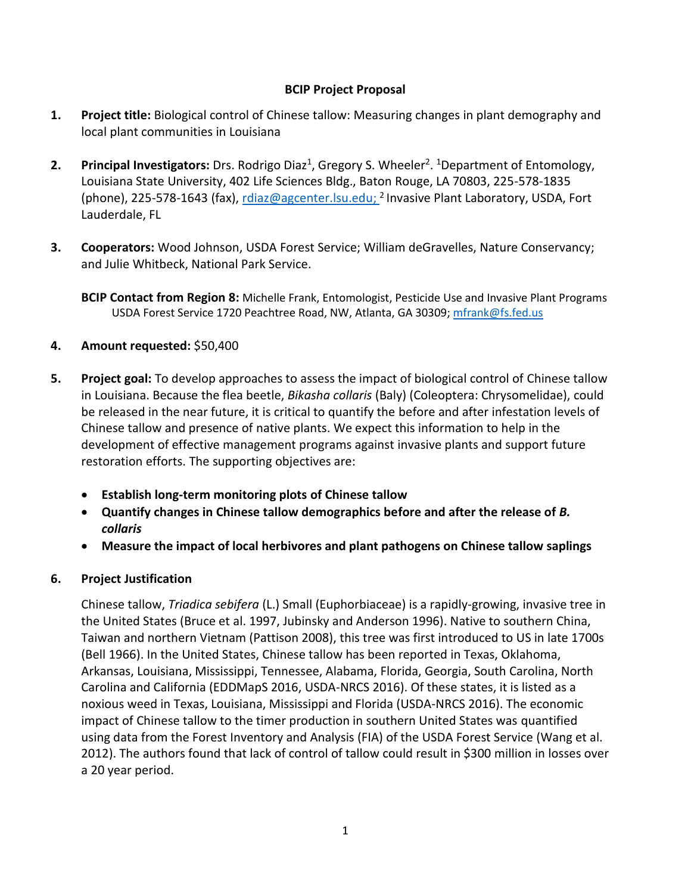**BCIP Project Proposal**

1. **Project title:** Biological control of Chinese tallow: Measuring changes in plant demography and local plant communities in Louisiana

2. **Principal Investigators:** Drs. Rodrigo Diaz[1], Gregory S. Wheeler[2]. [1]Department of Entomology, Louisiana State University, 402 Life Sciences Bldg., Baton Rouge, LA 70803, 225-578-1835 (phone), 225-578-1643 (fax), rdiaz@agcenter.lsu.edu; [2] Invasive Plant Laboratory, USDA, Fort Lauderdale, FL

3. **Cooperators:** Wood Johnson, USDA Forest Service; William deGravelles, Nature Conservancy; and Julie Whitbeck, National Park Service.

   **BCIP Contact from Region 8:** Michelle Frank, Entomologist, Pesticide Use and Invasive Plant Programs USDA Forest Service 1720 Peachtree Road, NW, Atlanta, GA 30309; mfrank@fs.fed.us

4. **Amount requested:** $50,400

5. **Project goal:** To develop approaches to assess the impact of biological control of Chinese tallow in Louisiana. Because the flea beetle, *Bikasha collaris* (Baly) (Coleoptera: Chrysomelidae), could be released in the near future, it is critical to quantify the before and after infestation levels of Chinese tallow and presence of native plants. We expect this information to help in the development of effective management programs against invasive plants and support future restoration efforts. The supporting objectives are:

   - **Establish long-term monitoring plots of Chinese tallow**
   - **Quantify changes in Chinese tallow demographics before and after the release of *B. collaris***
   - **Measure the impact of local herbivores and plant pathogens on Chinese tallow saplings**

6. **Project Justification**

   Chinese tallow, *Triadica sebifera* (L.) Small (Euphorbiaceae) is a rapidly-growing, invasive tree in the United States (Bruce et al. 1997, Jubinsky and Anderson 1996). Native to southern China, Taiwan and northern Vietnam (Pattison 2008), this tree was first introduced to US in late 1700s (Bell 1966). In the United States, Chinese tallow has been reported in Texas, Oklahoma, Arkansas, Louisiana, Mississippi, Tennessee, Alabama, Florida, Georgia, South Carolina, North Carolina and California (EDDMapS 2016, USDA-NRCS 2016). Of these states, it is listed as a noxious weed in Texas, Louisiana, Mississippi and Florida (USDA-NRCS 2016). The economic impact of Chinese tallow to the timer production in southern United States was quantified using data from the Forest Inventory and Analysis (FIA) of the USDA Forest Service (Wang et al. 2012). The authors found that lack of control of tallow could result in $300 million in losses over a 20 year period.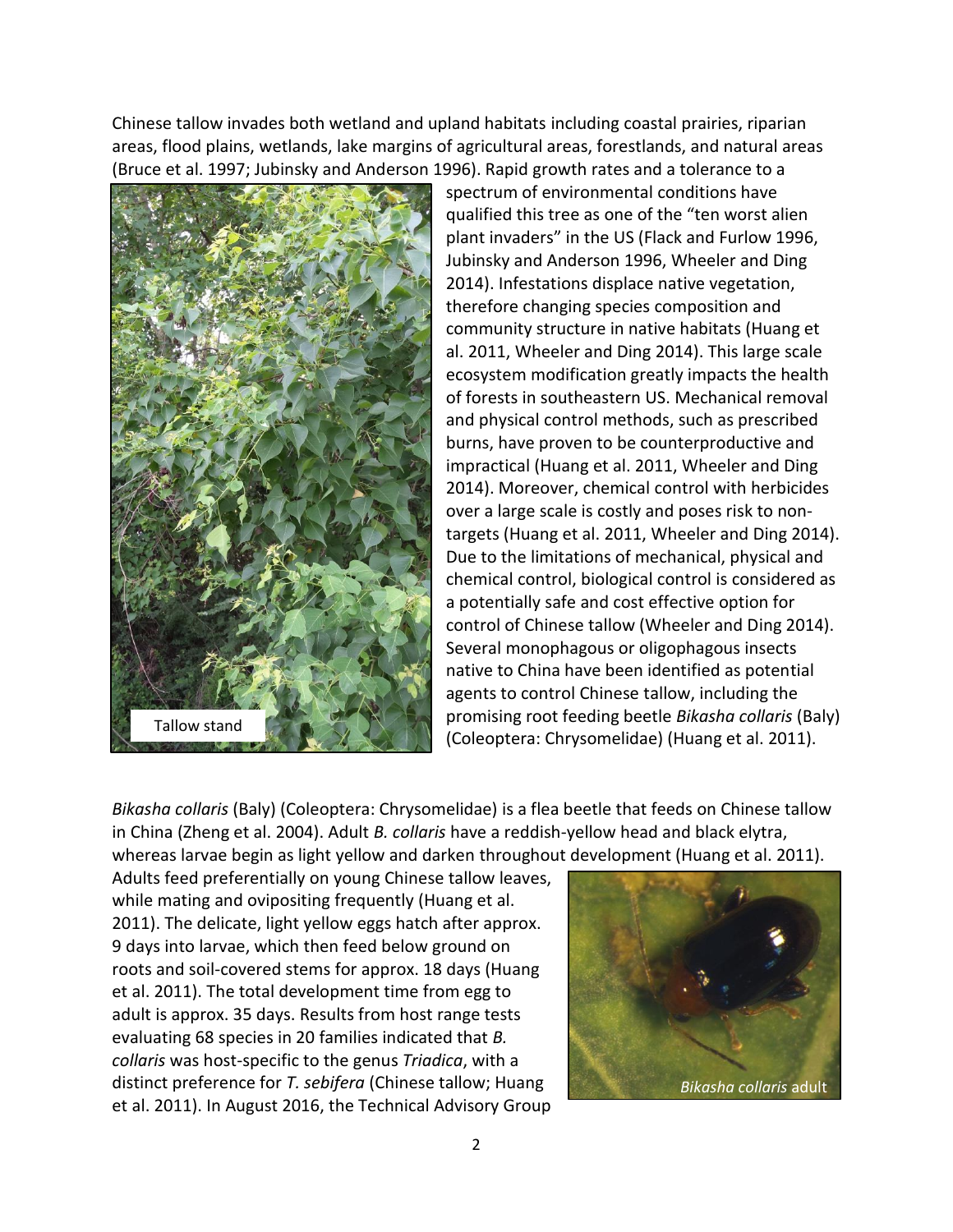Chinese tallow invades both wetland and upland habitats including coastal prairies, riparian areas, flood plains, wetlands, lake margins of agricultural areas, forestlands, and natural areas (Bruce et al. 1997; Jubinsky and Anderson 1996). Rapid growth rates and a tolerance to a spectrum of environmental conditions have qualified this tree as one of the "ten worst alien plant invaders" in the US (Flack and Furlow 1996, Jubinsky and Anderson 1996, Wheeler and Ding 2014). Infestations displace native vegetation, therefore changing species composition and community structure in native habitats (Huang et al. 2011, Wheeler and Ding 2014). This large scale ecosystem modification greatly impacts the health of forests in southeastern US. Mechanical removal and physical control methods, such as prescribed burns, have proven to be counterproductive and impractical (Huang et al. 2011, Wheeler and Ding 2014). Moreover, chemical control with herbicides over a large scale is costly and poses risk to non-targets (Huang et al. 2011, Wheeler and Ding 2014). Due to the limitations of mechanical, physical and chemical control, biological control is considered as a potentially safe and cost effective option for control of Chinese tallow (Wheeler and Ding 2014). Several monophagous or oligophagous insects native to China have been identified as potential agents to control Chinese tallow, including the promising root feeding beetle *Bikasha collaris* (Baly) (Coleoptera: Chrysomelidae) (Huang et al. 2011).

Tallow stand

*Bikasha collaris* (Baly) (Coleoptera: Chrysomelidae) is a flea beetle that feeds on Chinese tallow in China (Zheng et al. 2004). Adult *B. collaris* have a reddish-yellow head and black elytra, whereas larvae begin as light yellow and darken throughout development (Huang et al. 2011). Adults feed preferentially on young Chinese tallow leaves, while mating and ovipositing frequently (Huang et al. 2011). The delicate, light yellow eggs hatch after approx. 9 days into larvae, which then feed below ground on roots and soil-covered stems for approx. 18 days (Huang et al. 2011). The total development time from egg to adult is approx. 35 days. Results from host range tests evaluating 68 species in 20 families indicated that *B. collaris* was host-specific to the genus *Triadica*, with a distinct preference for *T. sebifera* (Chinese tallow; Huang et al. 2011). In August 2016, the Technical Advisory Group

*Bikasha collaris* adult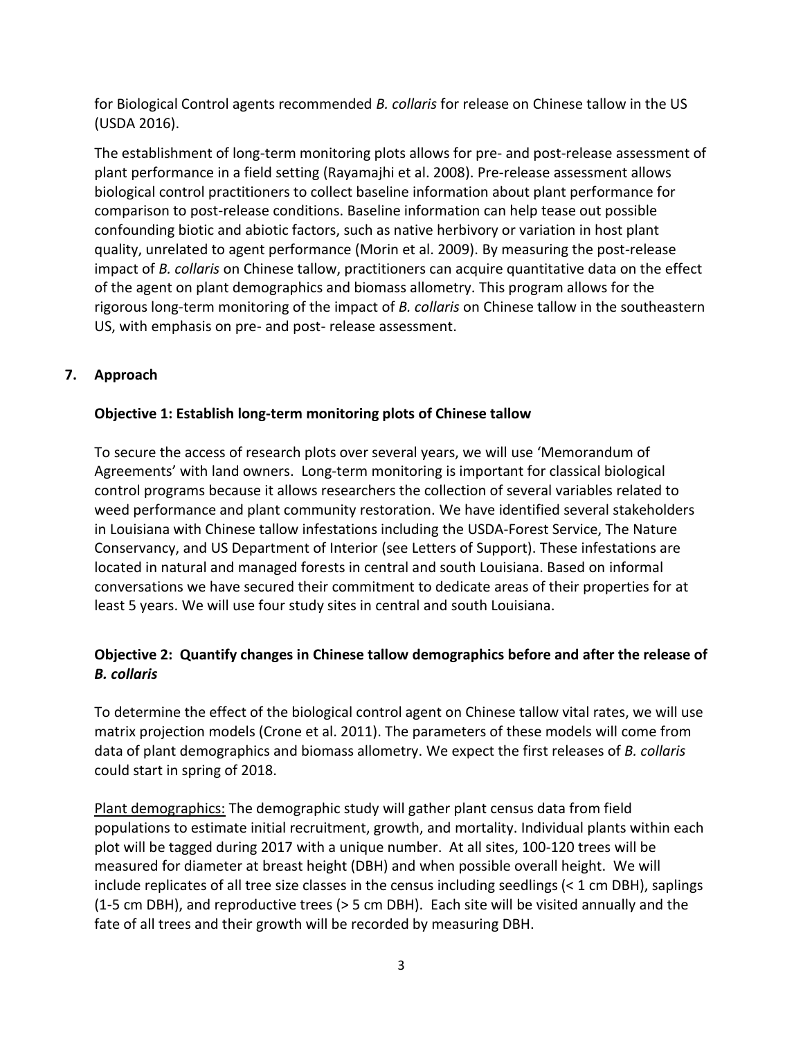for Biological Control agents recommended *B. collaris* for release on Chinese tallow in the US (USDA 2016).

The establishment of long-term monitoring plots allows for pre- and post-release assessment of plant performance in a field setting (Rayamajhi et al. 2008). Pre-release assessment allows biological control practitioners to collect baseline information about plant performance for comparison to post-release conditions. Baseline information can help tease out possible confounding biotic and abiotic factors, such as native herbivory or variation in host plant quality, unrelated to agent performance (Morin et al. 2009). By measuring the post-release impact of *B. collaris* on Chinese tallow, practitioners can acquire quantitative data on the effect of the agent on plant demographics and biomass allometry. This program allows for the rigorous long-term monitoring of the impact of *B. collaris* on Chinese tallow in the southeastern US, with emphasis on pre- and post- release assessment.

## 7. Approach

### Objective 1: Establish long-term monitoring plots of Chinese tallow

To secure the access of research plots over several years, we will use 'Memorandum of Agreements' with land owners. Long-term monitoring is important for classical biological control programs because it allows researchers the collection of several variables related to weed performance and plant community restoration. We have identified several stakeholders in Louisiana with Chinese tallow infestations including the USDA-Forest Service, The Nature Conservancy, and US Department of Interior (see Letters of Support). These infestations are located in natural and managed forests in central and south Louisiana. Based on informal conversations we have secured their commitment to dedicate areas of their properties for at least 5 years. We will use four study sites in central and south Louisiana.

### Objective 2: Quantify changes in Chinese tallow demographics before and after the release of *B. collaris*

To determine the effect of the biological control agent on Chinese tallow vital rates, we will use matrix projection models (Crone et al. 2011). The parameters of these models will come from data of plant demographics and biomass allometry. We expect the first releases of *B. collaris* could start in spring of 2018.

<u>Plant demographics:</u> The demographic study will gather plant census data from field populations to estimate initial recruitment, growth, and mortality. Individual plants within each plot will be tagged during 2017 with a unique number. At all sites, 100-120 trees will be measured for diameter at breast height (DBH) and when possible overall height. We will include replicates of all tree size classes in the census including seedlings (< 1 cm DBH), saplings (1-5 cm DBH), and reproductive trees (> 5 cm DBH). Each site will be visited annually and the fate of all trees and their growth will be recorded by measuring DBH.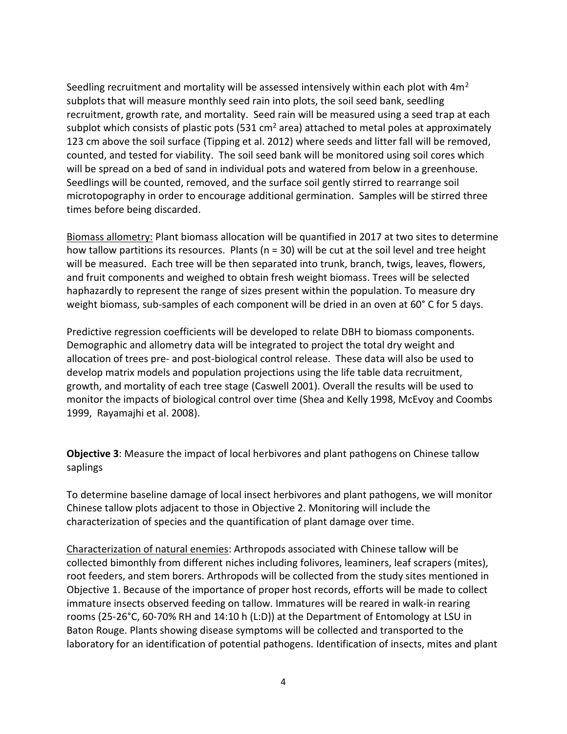Seedling recruitment and mortality will be assessed intensively within each plot with $4m^2$ subplots that will measure monthly seed rain into plots, the soil seed bank, seedling recruitment, growth rate, and mortality. Seed rain will be measured using a seed trap at each subplot which consists of plastic pots (531 $cm^2$ area) attached to metal poles at approximately 123 cm above the soil surface (Tipping et al. 2012) where seeds and litter fall will be removed, counted, and tested for viability. The soil seed bank will be monitored using soil cores which will be spread on a bed of sand in individual pots and watered from below in a greenhouse. Seedlings will be counted, removed, and the surface soil gently stirred to rearrange soil microtopography in order to encourage additional germination. Samples will be stirred three times before being discarded.

Biomass allometry: Plant biomass allocation will be quantified in 2017 at two sites to determine how tallow partitions its resources. Plants ($n = 30$) will be cut at the soil level and tree height will be measured. Each tree will be then separated into trunk, branch, twigs, leaves, flowers, and fruit components and weighed to obtain fresh weight biomass. Trees will be selected haphazardly to represent the range of sizes present within the population. To measure dry weight biomass, sub-samples of each component will be dried in an oven at 60° C for 5 days.

Predictive regression coefficients will be developed to relate DBH to biomass components. Demographic and allometry data will be integrated to project the total dry weight and allocation of trees pre- and post-biological control release. These data will also be used to develop matrix models and population projections using the life table data recruitment, growth, and mortality of each tree stage (Caswell 2001). Overall the results will be used to monitor the impacts of biological control over time (Shea and Kelly 1998, McEvoy and Coombs 1999, Rayamajhi et al. 2008).

**Objective 3**: Measure the impact of local herbivores and plant pathogens on Chinese tallow saplings

To determine baseline damage of local insect herbivores and plant pathogens, we will monitor Chinese tallow plots adjacent to those in Objective 2. Monitoring will include the characterization of species and the quantification of plant damage over time.

Characterization of natural enemies: Arthropods associated with Chinese tallow will be collected bimonthly from different niches including folivores, leaminers, leaf scrapers (mites), root feeders, and stem borers. Arthropods will be collected from the study sites mentioned in Objective 1. Because of the importance of proper host records, efforts will be made to collect immature insects observed feeding on tallow. Immatures will be reared in walk-in rearing rooms (25-26°C, 60-70% RH and 14:10 h (L:D)) at the Department of Entomology at LSU in Baton Rouge. Plants showing disease symptoms will be collected and transported to the laboratory for an identification of potential pathogens. Identification of insects, mites and plant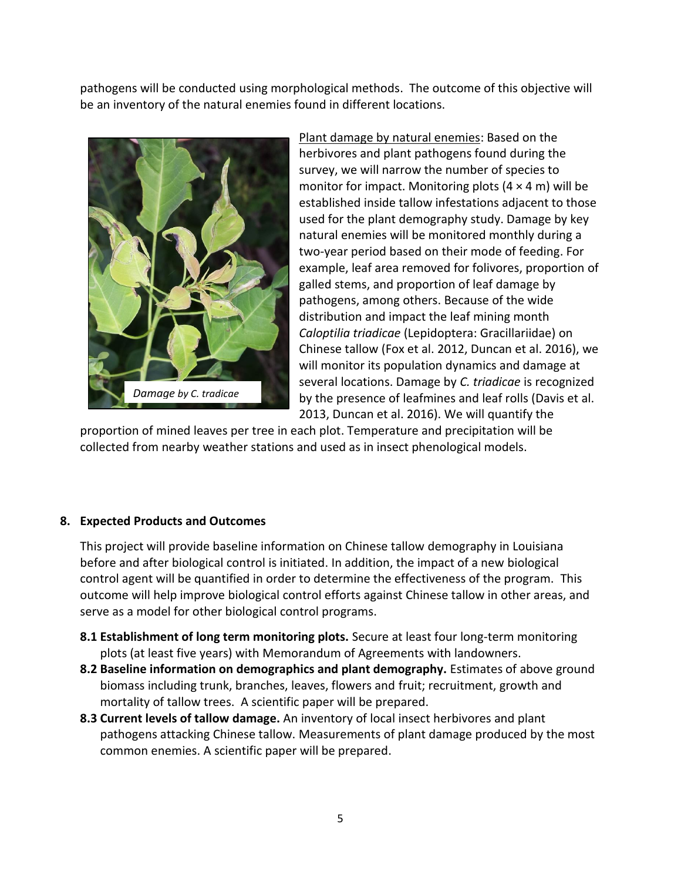pathogens will be conducted using morphological methods. The outcome of this objective will be an inventory of the natural enemies found in different locations.

*Damage by C. tradicae*

Plant damage by natural enemies: Based on the herbivores and plant pathogens found during the survey, we will narrow the number of species to monitor for impact. Monitoring plots (4 × 4 m) will be established inside tallow infestations adjacent to those used for the plant demography study. Damage by key natural enemies will be monitored monthly during a two-year period based on their mode of feeding. For example, leaf area removed for folivores, proportion of galled stems, and proportion of leaf damage by pathogens, among others. Because of the wide distribution and impact the leaf mining month *Caloptilia triadicae* (Lepidoptera: Gracillariidae) on Chinese tallow (Fox et al. 2012, Duncan et al. 2016), we will monitor its population dynamics and damage at several locations. Damage by *C. triadicae* is recognized by the presence of leafmines and leaf rolls (Davis et al. 2013, Duncan et al. 2016). We will quantify the proportion of mined leaves per tree in each plot. Temperature and precipitation will be collected from nearby weather stations and used as in insect phenological models.

## 8. Expected Products and Outcomes

This project will provide baseline information on Chinese tallow demography in Louisiana before and after biological control is initiated. In addition, the impact of a new biological control agent will be quantified in order to determine the effectiveness of the program. This outcome will help improve biological control efforts against Chinese tallow in other areas, and serve as a model for other biological control programs.

- **8.1 Establishment of long term monitoring plots.** Secure at least four long-term monitoring plots (at least five years) with Memorandum of Agreements with landowners.
- **8.2 Baseline information on demographics and plant demography.** Estimates of above ground biomass including trunk, branches, leaves, flowers and fruit; recruitment, growth and mortality of tallow trees. A scientific paper will be prepared.
- **8.3 Current levels of tallow damage.** An inventory of local insect herbivores and plant pathogens attacking Chinese tallow. Measurements of plant damage produced by the most common enemies. A scientific paper will be prepared.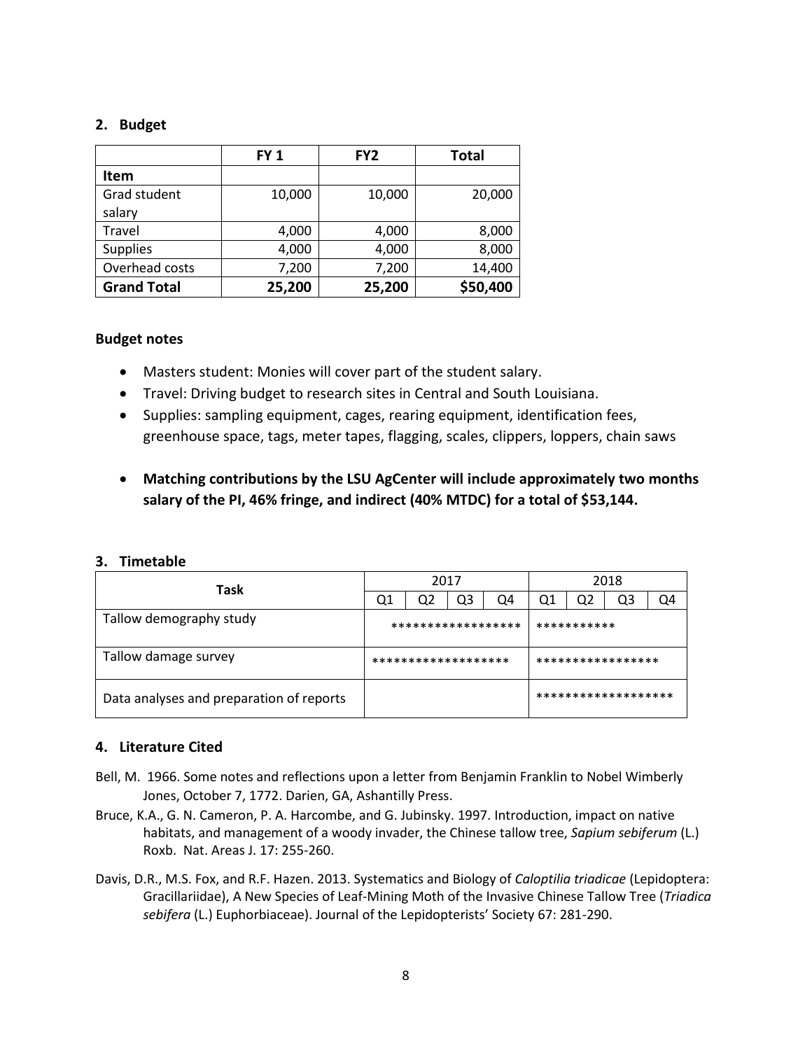## 2. Budget

| | FY 1 | FY2 | Total |
|---|---|---|---|
| **Item** | | | |
| Grad student salary | 10,000 | 10,000 | 20,000 |
| Travel | 4,000 | 4,000 | 8,000 |
| Supplies | 4,000 | 4,000 | 8,000 |
| Overhead costs | 7,200 | 7,200 | 14,400 |
| **Grand Total** | **25,200** | **25,200** | **$50,400** |

**Budget notes**

- Masters student: Monies will cover part of the student salary.
- Travel: Driving budget to research sites in Central and South Louisiana.
- Supplies: sampling equipment, cages, rearing equipment, identification fees, greenhouse space, tags, meter tapes, flagging, scales, clippers, loppers, chain saws
- **Matching contributions by the LSU AgCenter will include approximately two months salary of the PI, 46% fringe, and indirect (40% MTDC) for a total of $53,144.**

## 3. Timetable

| Task | 2017 | | | | 2018 | | | |
|---|---|---|---|---|---|---|---|---|
| | Q1 | Q2 | Q3 | Q4 | Q1 | Q2 | Q3 | Q4 |
| Tallow demography study | | ****************** | | | *********** | | | |
| Tallow damage survey | ******************* | | | | ***************** | | | |
| Data analyses and preparation of reports | | | | | ******************* | | | |

## 4. Literature Cited

Bell, M. 1966. Some notes and reflections upon a letter from Benjamin Franklin to Nobel Wimberly Jones, October 7, 1772. Darien, GA, Ashantilly Press.

Bruce, K.A., G. N. Cameron, P. A. Harcombe, and G. Jubinsky. 1997. Introduction, impact on native habitats, and management of a woody invader, the Chinese tallow tree, *Sapium sebiferum* (L.) Roxb. Nat. Areas J. 17: 255-260.

Davis, D.R., M.S. Fox, and R.F. Hazen. 2013. Systematics and Biology of *Caloptilia triadicae* (Lepidoptera: Gracillariidae), A New Species of Leaf-Mining Moth of the Invasive Chinese Tallow Tree (*Triadica sebifera* (L.) Euphorbiaceae). Journal of the Lepidopterists' Society 67: 281-290.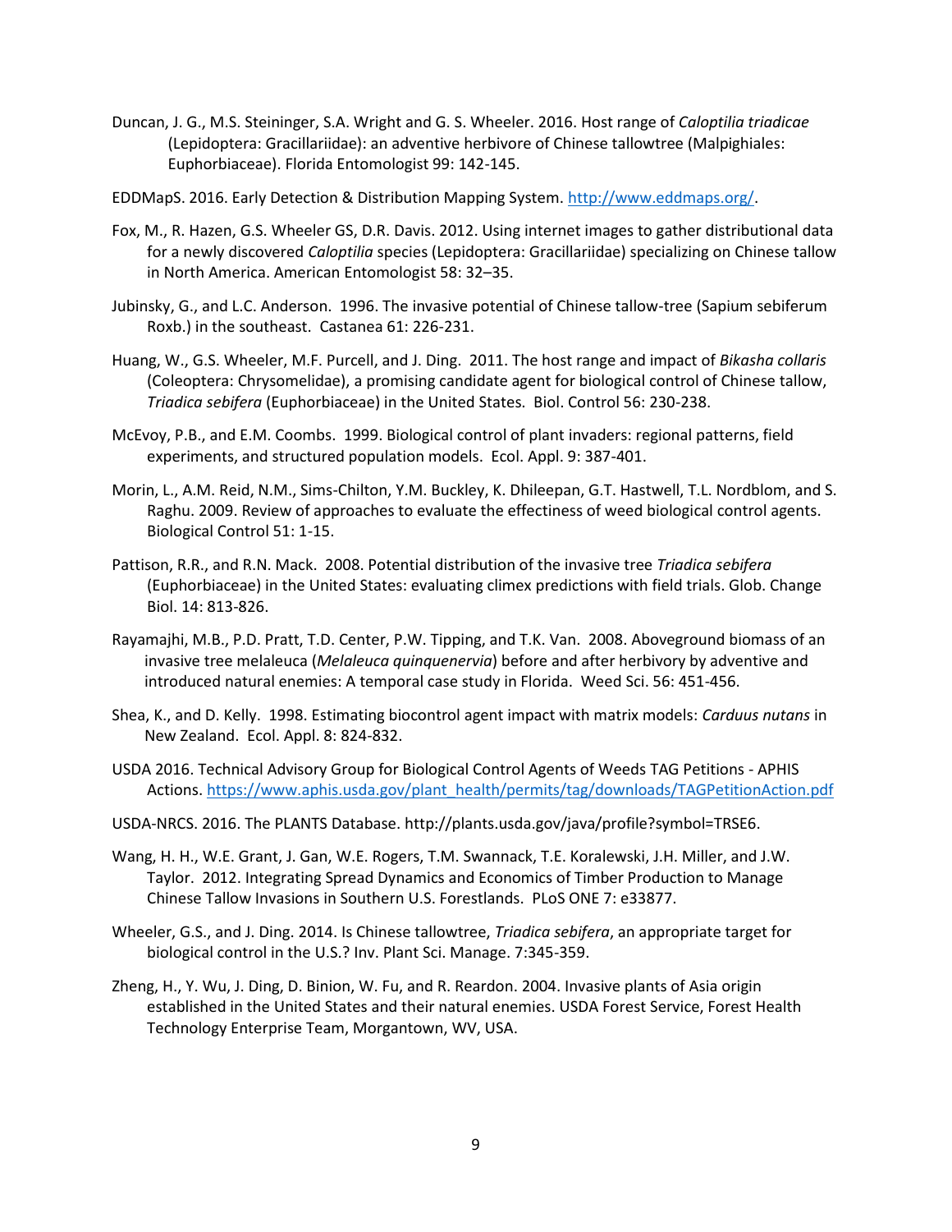Duncan, J. G., M.S. Steininger, S.A. Wright and G. S. Wheeler. 2016. Host range of *Caloptilia triadicae* (Lepidoptera: Gracillariidae): an adventive herbivore of Chinese tallowtree (Malpighiales: Euphorbiaceae). Florida Entomologist 99: 142-145.

EDDMapS. 2016. Early Detection & Distribution Mapping System. http://www.eddmaps.org/.

Fox, M., R. Hazen, G.S. Wheeler GS, D.R. Davis. 2012. Using internet images to gather distributional data for a newly discovered *Caloptilia* species (Lepidoptera: Gracillariidae) specializing on Chinese tallow in North America. American Entomologist 58: 32–35.

Jubinsky, G., and L.C. Anderson. 1996. The invasive potential of Chinese tallow-tree (Sapium sebiferum Roxb.) in the southeast. Castanea 61: 226-231.

Huang, W., G.S. Wheeler, M.F. Purcell, and J. Ding. 2011. The host range and impact of *Bikasha collaris* (Coleoptera: Chrysomelidae), a promising candidate agent for biological control of Chinese tallow, *Triadica sebifera* (Euphorbiaceae) in the United States. Biol. Control 56: 230-238.

McEvoy, P.B., and E.M. Coombs. 1999. Biological control of plant invaders: regional patterns, field experiments, and structured population models. Ecol. Appl. 9: 387-401.

Morin, L., A.M. Reid, N.M., Sims-Chilton, Y.M. Buckley, K. Dhileepan, G.T. Hastwell, T.L. Nordblom, and S. Raghu. 2009. Review of approaches to evaluate the effectiness of weed biological control agents. Biological Control 51: 1-15.

Pattison, R.R., and R.N. Mack. 2008. Potential distribution of the invasive tree *Triadica sebifera* (Euphorbiaceae) in the United States: evaluating climex predictions with field trials. Glob. Change Biol. 14: 813-826.

Rayamajhi, M.B., P.D. Pratt, T.D. Center, P.W. Tipping, and T.K. Van. 2008. Aboveground biomass of an invasive tree melaleuca (*Melaleuca quinquenervia*) before and after herbivory by adventive and introduced natural enemies: A temporal case study in Florida. Weed Sci. 56: 451-456.

Shea, K., and D. Kelly. 1998. Estimating biocontrol agent impact with matrix models: *Carduus nutans* in New Zealand. Ecol. Appl. 8: 824-832.

USDA 2016. Technical Advisory Group for Biological Control Agents of Weeds TAG Petitions - APHIS Actions. https://www.aphis.usda.gov/plant_health/permits/tag/downloads/TAGPetitionAction.pdf

USDA-NRCS. 2016. The PLANTS Database. http://plants.usda.gov/java/profile?symbol=TRSE6.

Wang, H. H., W.E. Grant, J. Gan, W.E. Rogers, T.M. Swannack, T.E. Koralewski, J.H. Miller, and J.W. Taylor. 2012. Integrating Spread Dynamics and Economics of Timber Production to Manage Chinese Tallow Invasions in Southern U.S. Forestlands. PLoS ONE 7: e33877.

Wheeler, G.S., and J. Ding. 2014. Is Chinese tallowtree, *Triadica sebifera*, an appropriate target for biological control in the U.S.? Inv. Plant Sci. Manage. 7:345-359.

Zheng, H., Y. Wu, J. Ding, D. Binion, W. Fu, and R. Reardon. 2004. Invasive plants of Asia origin established in the United States and their natural enemies. USDA Forest Service, Forest Health Technology Enterprise Team, Morgantown, WV, USA.